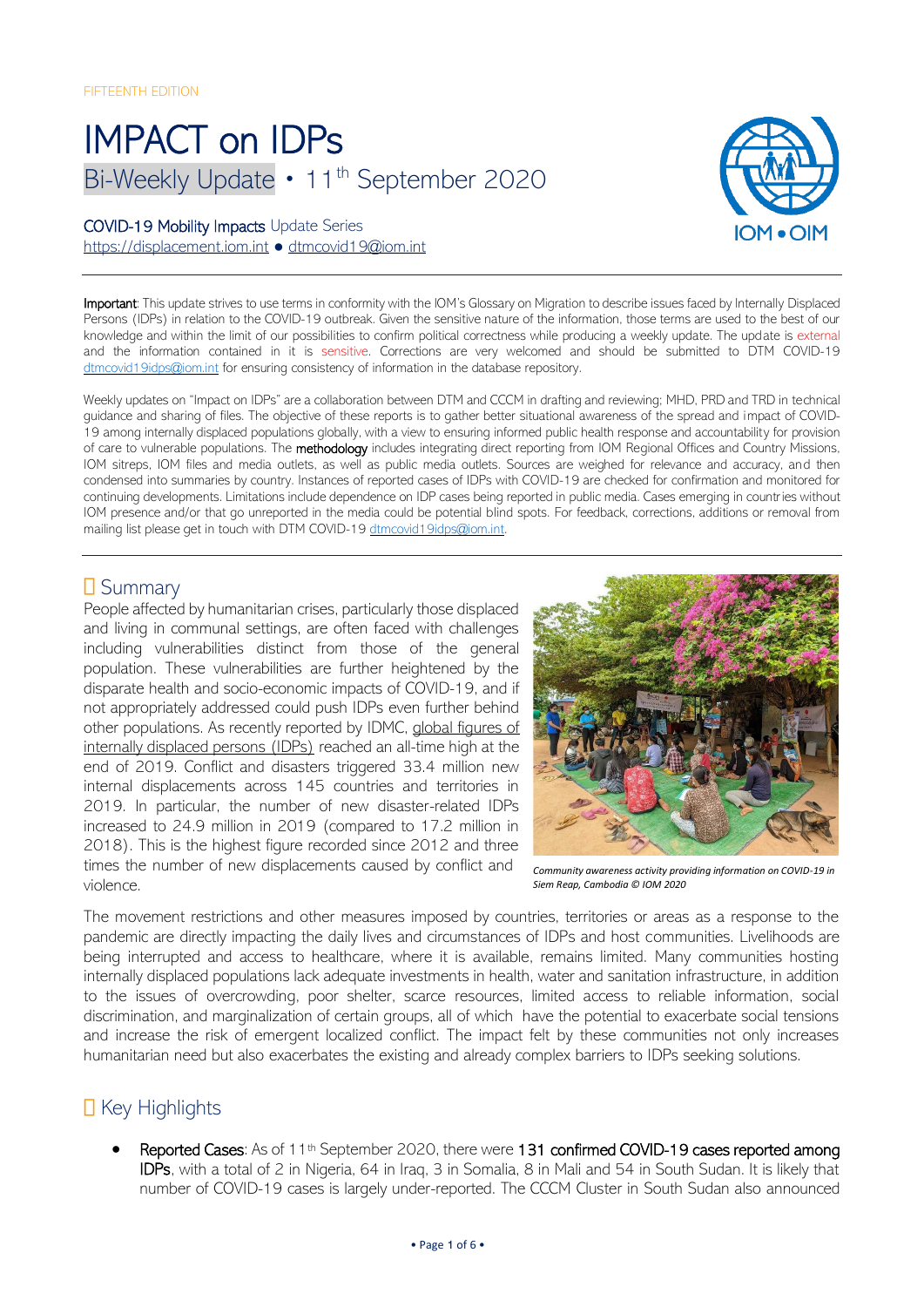FIFTEENTH EDITION

# IMPACT on IDPs

## Bi-Weekly Update • 11th September 2020

**COVID-19 Mobility Impacts** Update Series
https://displacement.iom.int ● dtmcovid19@iom.int

**Important**: This update strives to use terms in conformity with the IOM's Glossary on Migration to describe issues faced by Internally Displaced Persons (IDPs) in relation to the COVID-19 outbreak. Given the sensitive nature of the information, those terms are used to the best of our knowledge and within the limit of our possibilities to confirm political correctness while producing a weekly update. The update is external and the information contained in it is sensitive. Corrections are very welcomed and should be submitted to DTM COVID-19 dtmcovid19idps@iom.int for ensuring consistency of information in the database repository.

Weekly updates on "Impact on IDPs" are a collaboration between DTM and CCCM in drafting and reviewing; MHD, PRD and TRD in technical guidance and sharing of files. The objective of these reports is to gather better situational awareness of the spread and impact of COVID-19 among internally displaced populations globally, with a view to ensuring informed public health response and accountability for provision of care to vulnerable populations. The **methodology** includes integrating direct reporting from IOM Regional Offices and Country Missions, IOM sitreps, IOM files and media outlets, as well as public media outlets. Sources are weighed for relevance and accuracy, and then condensed into summaries by country. Instances of reported cases of IDPs with COVID-19 are checked for confirmation and monitored for continuing developments. Limitations include dependence on IDP cases being reported in public media. Cases emerging in countries without IOM presence and/or that go unreported in the media could be potential blind spots. For feedback, corrections, additions or removal from mailing list please get in touch with DTM COVID-19 dtmcovid19idps@iom.int.

## Summary

People affected by humanitarian crises, particularly those displaced and living in communal settings, are often faced with challenges including vulnerabilities distinct from those of the general population. These vulnerabilities are further heightened by the disparate health and socio-economic impacts of COVID-19, and if not appropriately addressed could push IDPs even further behind other populations. As recently reported by IDMC, global figures of internally displaced persons (IDPs) reached an all-time high at the end of 2019. Conflict and disasters triggered 33.4 million new internal displacements across 145 countries and territories in 2019. In particular, the number of new disaster-related IDPs increased to 24.9 million in 2019 (compared to 17.2 million in 2018). This is the highest figure recorded since 2012 and three times the number of new displacements caused by conflict and violence.

*Community awareness activity providing information on COVID-19 in Siem Reap, Cambodia © IOM 2020*

The movement restrictions and other measures imposed by countries, territories or areas as a response to the pandemic are directly impacting the daily lives and circumstances of IDPs and host communities. Livelihoods are being interrupted and access to healthcare, where it is available, remains limited. Many communities hosting internally displaced populations lack adequate investments in health, water and sanitation infrastructure, in addition to the issues of overcrowding, poor shelter, scarce resources, limited access to reliable information, social discrimination, and marginalization of certain groups, all of which have the potential to exacerbate social tensions and increase the risk of emergent localized conflict. The impact felt by these communities not only increases humanitarian need but also exacerbates the existing and already complex barriers to IDPs seeking solutions.

## Key Highlights

- **Reported Cases**: As of 11th September 2020, there were **131 confirmed COVID-19 cases reported among IDPs**, with a total of 2 in Nigeria, 64 in Iraq, 3 in Somalia, 8 in Mali and 54 in South Sudan. It is likely that number of COVID-19 cases is largely under-reported. The CCCM Cluster in South Sudan also announced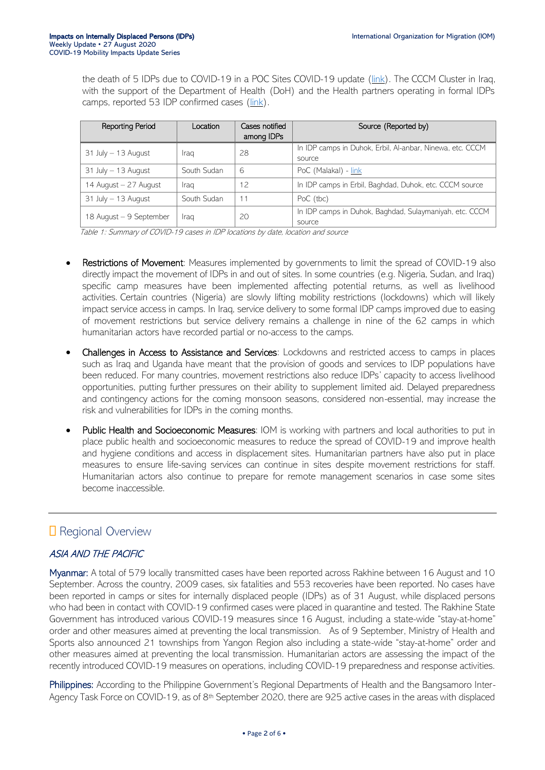the death of 5 IDPs due to COVID-19 in a POC Sites COVID-19 update (link). The CCCM Cluster in Iraq, with the support of the Department of Health (DoH) and the Health partners operating in formal IDPs camps, reported 53 IDP confirmed cases (link).

| Reporting Period | Location | Cases notified among IDPs | Source (Reported by) |
|---|---|---|---|
| 31 July – 13 August | Iraq | 28 | In IDP camps in Duhok, Erbil, Al-anbar, Ninewa, etc. CCCM source |
| 31 July – 13 August | South Sudan | 6 | PoC (Malakal) - link |
| 14 August – 27 August | Iraq | 12 | In IDP camps in Erbil, Baghdad, Duhok, etc. CCCM source |
| 31 July – 13 August | South Sudan | 11 | PoC (tbc) |
| 18 August – 9 September | Iraq | 20 | In IDP camps in Duhok, Baghdad, Sulaymaniyah, etc. CCCM source |

*Table 1: Summary of COVID-19 cases in IDP locations by date, location and source*

- **Restrictions of Movement**: Measures implemented by governments to limit the spread of COVID-19 also directly impact the movement of IDPs in and out of sites. In some countries (e.g. Nigeria, Sudan, and Iraq) specific camp measures have been implemented affecting potential returns, as well as livelihood activities. Certain countries (Nigeria) are slowly lifting mobility restrictions (lockdowns) which will likely impact service access in camps. In Iraq, service delivery to some formal IDP camps improved due to easing of movement restrictions but service delivery remains a challenge in nine of the 62 camps in which humanitarian actors have recorded partial or no-access to the camps.
- **Challenges in Access to Assistance and Services**: Lockdowns and restricted access to camps in places such as Iraq and Uganda have meant that the provision of goods and services to IDP populations have been reduced. For many countries, movement restrictions also reduce IDPs' capacity to access livelihood opportunities, putting further pressures on their ability to supplement limited aid. Delayed preparedness and contingency actions for the coming monsoon seasons, considered non-essential, may increase the risk and vulnerabilities for IDPs in the coming months.
- **Public Health and Socioeconomic Measures**: IOM is working with partners and local authorities to put in place public health and socioeconomic measures to reduce the spread of COVID-19 and improve health and hygiene conditions and access in displacement sites. Humanitarian partners have also put in place measures to ensure life-saving services can continue in sites despite movement restrictions for staff. Humanitarian actors also continue to prepare for remote management scenarios in case some sites become inaccessible.

## Regional Overview

### *ASIA AND THE PACIFIC*

**Myanmar:** A total of 579 locally transmitted cases have been reported across Rakhine between 16 August and 10 September. Across the country, 2009 cases, six fatalities and 553 recoveries have been reported. No cases have been reported in camps or sites for internally displaced people (IDPs) as of 31 August, while displaced persons who had been in contact with COVID-19 confirmed cases were placed in quarantine and tested. The Rakhine State Government has introduced various COVID-19 measures since 16 August, including a state-wide "stay-at-home" order and other measures aimed at preventing the local transmission. As of 9 September, Ministry of Health and Sports also announced 21 townships from Yangon Region also including a state-wide "stay-at-home" order and other measures aimed at preventing the local transmission. Humanitarian actors are assessing the impact of the recently introduced COVID-19 measures on operations, including COVID-19 preparedness and response activities.

**Philippines:** According to the Philippine Government's Regional Departments of Health and the Bangsamoro Inter-Agency Task Force on COVID-19, as of 8th September 2020, there are 925 active cases in the areas with displaced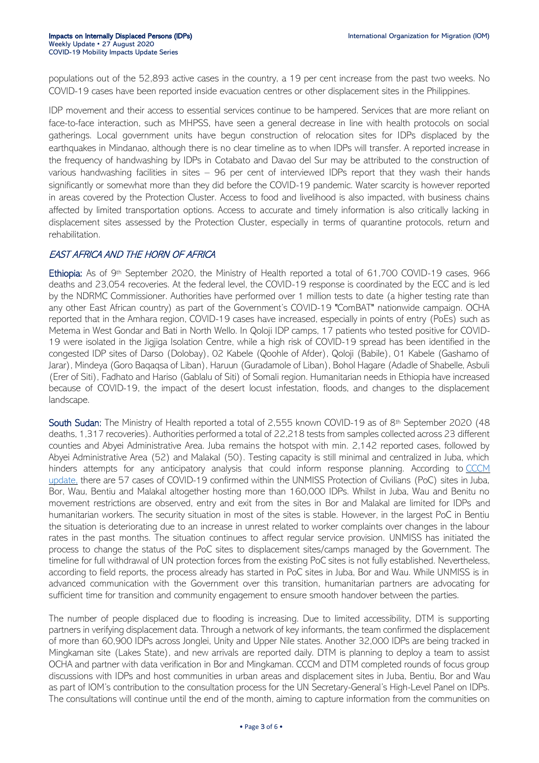populations out of the 52,893 active cases in the country, a 19 per cent increase from the past two weeks. No COVID-19 cases have been reported inside evacuation centres or other displacement sites in the Philippines.

IDP movement and their access to essential services continue to be hampered. Services that are more reliant on face-to-face interaction, such as MHPSS, have seen a general decrease in line with health protocols on social gatherings. Local government units have begun construction of relocation sites for IDPs displaced by the earthquakes in Mindanao, although there is no clear timeline as to when IDPs will transfer. A reported increase in the frequency of handwashing by IDPs in Cotabato and Davao del Sur may be attributed to the construction of various handwashing facilities in sites – 96 per cent of interviewed IDPs report that they wash their hands significantly or somewhat more than they did before the COVID-19 pandemic. Water scarcity is however reported in areas covered by the Protection Cluster. Access to food and livelihood is also impacted, with business chains affected by limited transportation options. Access to accurate and timely information is also critically lacking in displacement sites assessed by the Protection Cluster, especially in terms of quarantine protocols, return and rehabilitation.

## *EAST AFRICA AND THE HORN OF AFRICA*

**Ethiopia:** As of 9th September 2020, the Ministry of Health reported a total of 61,700 COVID-19 cases, 966 deaths and 23,054 recoveries. At the federal level, the COVID-19 response is coordinated by the ECC and is led by the NDRMC Commissioner. Authorities have performed over 1 million tests to date (a higher testing rate than any other East African country) as part of the Government's COVID-19 "ComBAT" nationwide campaign. OCHA reported that in the Amhara region, COVID-19 cases have increased, especially in points of entry (PoEs) such as Metema in West Gondar and Bati in North Wello. In Qoloji IDP camps, 17 patients who tested positive for COVID-19 were isolated in the Jigjiga Isolation Centre, while a high risk of COVID-19 spread has been identified in the congested IDP sites of Darso (Dolobay), 02 Kabele (Qoohle of Afder), Qoloji (Babile), 01 Kabele (Gashamo of Jarar), Mindeya (Goro Baqaqsa of Liban), Haruun (Guradamole of Liban), Bohol Hagare (Adadle of Shabelle, Asbuli (Erer of Siti), Fadhato and Hariso (Gablalu of Siti) of Somali region. Humanitarian needs in Ethiopia have increased because of COVID-19, the impact of the desert locust infestation, floods, and changes to the displacement landscape.

**South Sudan:** The Ministry of Health reported a total of 2,555 known COVID-19 as of 8th September 2020 (48 deaths, 1,317 recoveries). Authorities performed a total of 22,218 tests from samples collected across 23 different counties and Abyei Administrative Area. Juba remains the hotspot with min. 2,142 reported cases, followed by Abyei Administrative Area (52) and Malakal (50). Testing capacity is still minimal and centralized in Juba, which hinders attempts for any anticipatory analysis that could inform response planning. According to [CCCM update,](#) there are 57 cases of COVID-19 confirmed within the UNMISS Protection of Civilians (PoC) sites in Juba, Bor, Wau, Bentiu and Malakal altogether hosting more than 160,000 IDPs. Whilst in Juba, Wau and Benitu no movement restrictions are observed, entry and exit from the sites in Bor and Malakal are limited for IDPs and humanitarian workers. The security situation in most of the sites is stable. However, in the largest PoC in Bentiu the situation is deteriorating due to an increase in unrest related to worker complaints over changes in the labour rates in the past months. The situation continues to affect regular service provision. UNMISS has initiated the process to change the status of the PoC sites to displacement sites/camps managed by the Government. The timeline for full withdrawal of UN protection forces from the existing PoC sites is not fully established. Nevertheless, according to field reports, the process already has started in PoC sites in Juba, Bor and Wau. While UNMISS is in advanced communication with the Government over this transition, humanitarian partners are advocating for sufficient time for transition and community engagement to ensure smooth handover between the parties.

The number of people displaced due to flooding is increasing. Due to limited accessibility, DTM is supporting partners in verifying displacement data. Through a network of key informants, the team confirmed the displacement of more than 60,900 IDPs across Jonglei, Unity and Upper Nile states. Another 32,000 IDPs are being tracked in Mingkaman site (Lakes State), and new arrivals are reported daily. DTM is planning to deploy a team to assist OCHA and partner with data verification in Bor and Mingkaman. CCCM and DTM completed rounds of focus group discussions with IDPs and host communities in urban areas and displacement sites in Juba, Bentiu, Bor and Wau as part of IOM's contribution to the consultation process for the UN Secretary-General's High-Level Panel on IDPs. The consultations will continue until the end of the month, aiming to capture information from the communities on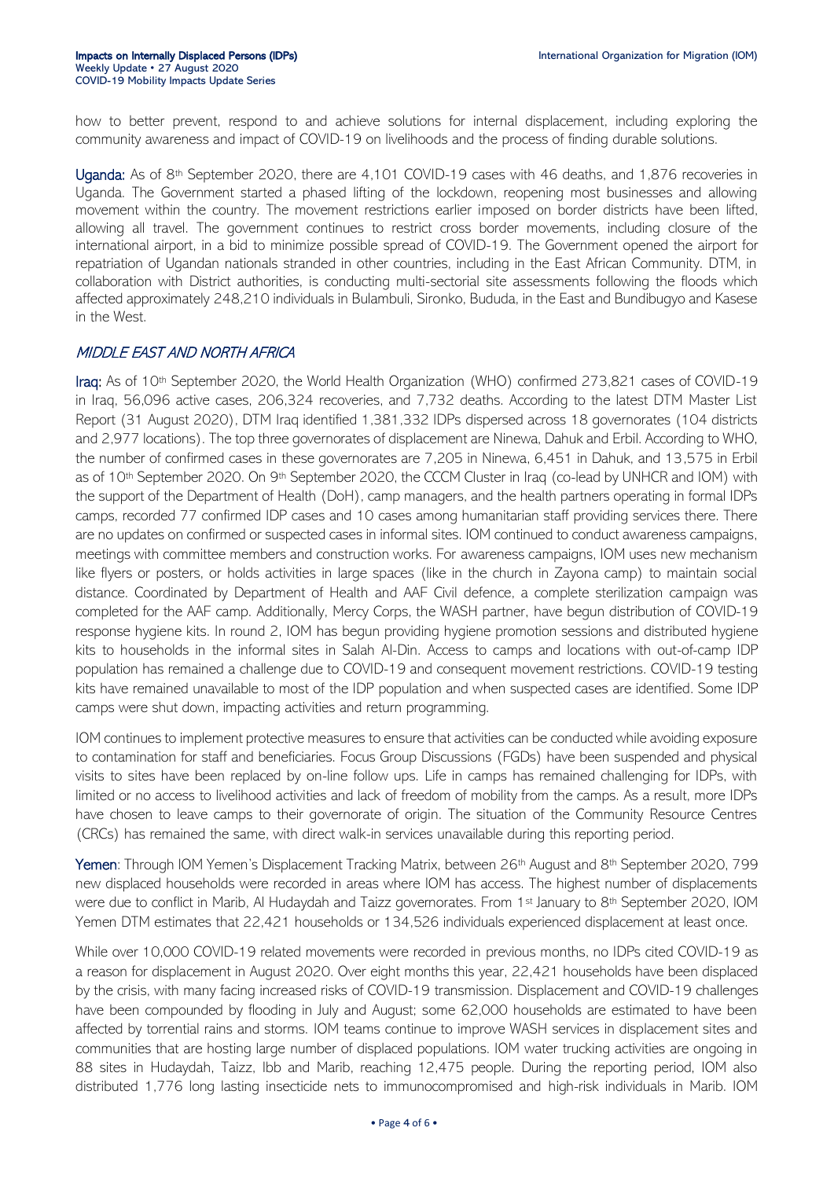how to better prevent, respond to and achieve solutions for internal displacement, including exploring the community awareness and impact of COVID-19 on livelihoods and the process of finding durable solutions.

**Uganda:** As of 8th September 2020, there are 4,101 COVID-19 cases with 46 deaths, and 1,876 recoveries in Uganda. The Government started a phased lifting of the lockdown, reopening most businesses and allowing movement within the country. The movement restrictions earlier imposed on border districts have been lifted, allowing all travel. The government continues to restrict cross border movements, including closure of the international airport, in a bid to minimize possible spread of COVID-19. The Government opened the airport for repatriation of Ugandan nationals stranded in other countries, including in the East African Community. DTM, in collaboration with District authorities, is conducting multi-sectorial site assessments following the floods which affected approximately 248,210 individuals in Bulambuli, Sironko, Bududa, in the East and Bundibugyo and Kasese in the West.

## *MIDDLE EAST AND NORTH AFRICA*

**Iraq:** As of 10th September 2020, the World Health Organization (WHO) confirmed 273,821 cases of COVID-19 in Iraq, 56,096 active cases, 206,324 recoveries, and 7,732 deaths. According to the latest DTM Master List Report (31 August 2020), DTM Iraq identified 1,381,332 IDPs dispersed across 18 governorates (104 districts and 2,977 locations). The top three governorates of displacement are Ninewa, Dahuk and Erbil. According to WHO, the number of confirmed cases in these governorates are 7,205 in Ninewa, 6,451 in Dahuk, and 13,575 in Erbil as of 10th September 2020. On 9th September 2020, the CCCM Cluster in Iraq (co-lead by UNHCR and IOM) with the support of the Department of Health (DoH), camp managers, and the health partners operating in formal IDPs camps, recorded 77 confirmed IDP cases and 10 cases among humanitarian staff providing services there. There are no updates on confirmed or suspected cases in informal sites. IOM continued to conduct awareness campaigns, meetings with committee members and construction works. For awareness campaigns, IOM uses new mechanism like flyers or posters, or holds activities in large spaces (like in the church in Zayona camp) to maintain social distance. Coordinated by Department of Health and AAF Civil defence, a complete sterilization campaign was completed for the AAF camp. Additionally, Mercy Corps, the WASH partner, have begun distribution of COVID-19 response hygiene kits. In round 2, IOM has begun providing hygiene promotion sessions and distributed hygiene kits to households in the informal sites in Salah Al-Din. Access to camps and locations with out-of-camp IDP population has remained a challenge due to COVID-19 and consequent movement restrictions. COVID-19 testing kits have remained unavailable to most of the IDP population and when suspected cases are identified. Some IDP camps were shut down, impacting activities and return programming.

IOM continues to implement protective measures to ensure that activities can be conducted while avoiding exposure to contamination for staff and beneficiaries. Focus Group Discussions (FGDs) have been suspended and physical visits to sites have been replaced by on-line follow ups. Life in camps has remained challenging for IDPs, with limited or no access to livelihood activities and lack of freedom of mobility from the camps. As a result, more IDPs have chosen to leave camps to their governorate of origin. The situation of the Community Resource Centres (CRCs) has remained the same, with direct walk-in services unavailable during this reporting period.

**Yemen**: Through IOM Yemen's Displacement Tracking Matrix, between 26th August and 8th September 2020, 799 new displaced households were recorded in areas where IOM has access. The highest number of displacements were due to conflict in Marib, Al Hudaydah and Taizz governorates. From 1st January to 8th September 2020, IOM Yemen DTM estimates that 22,421 households or 134,526 individuals experienced displacement at least once.

While over 10,000 COVID-19 related movements were recorded in previous months, no IDPs cited COVID-19 as a reason for displacement in August 2020. Over eight months this year, 22,421 households have been displaced by the crisis, with many facing increased risks of COVID-19 transmission. Displacement and COVID-19 challenges have been compounded by flooding in July and August; some 62,000 households are estimated to have been affected by torrential rains and storms. IOM teams continue to improve WASH services in displacement sites and communities that are hosting large number of displaced populations. IOM water trucking activities are ongoing in 88 sites in Hudaydah, Taizz, Ibb and Marib, reaching 12,475 people. During the reporting period, IOM also distributed 1,776 long lasting insecticide nets to immunocompromised and high-risk individuals in Marib. IOM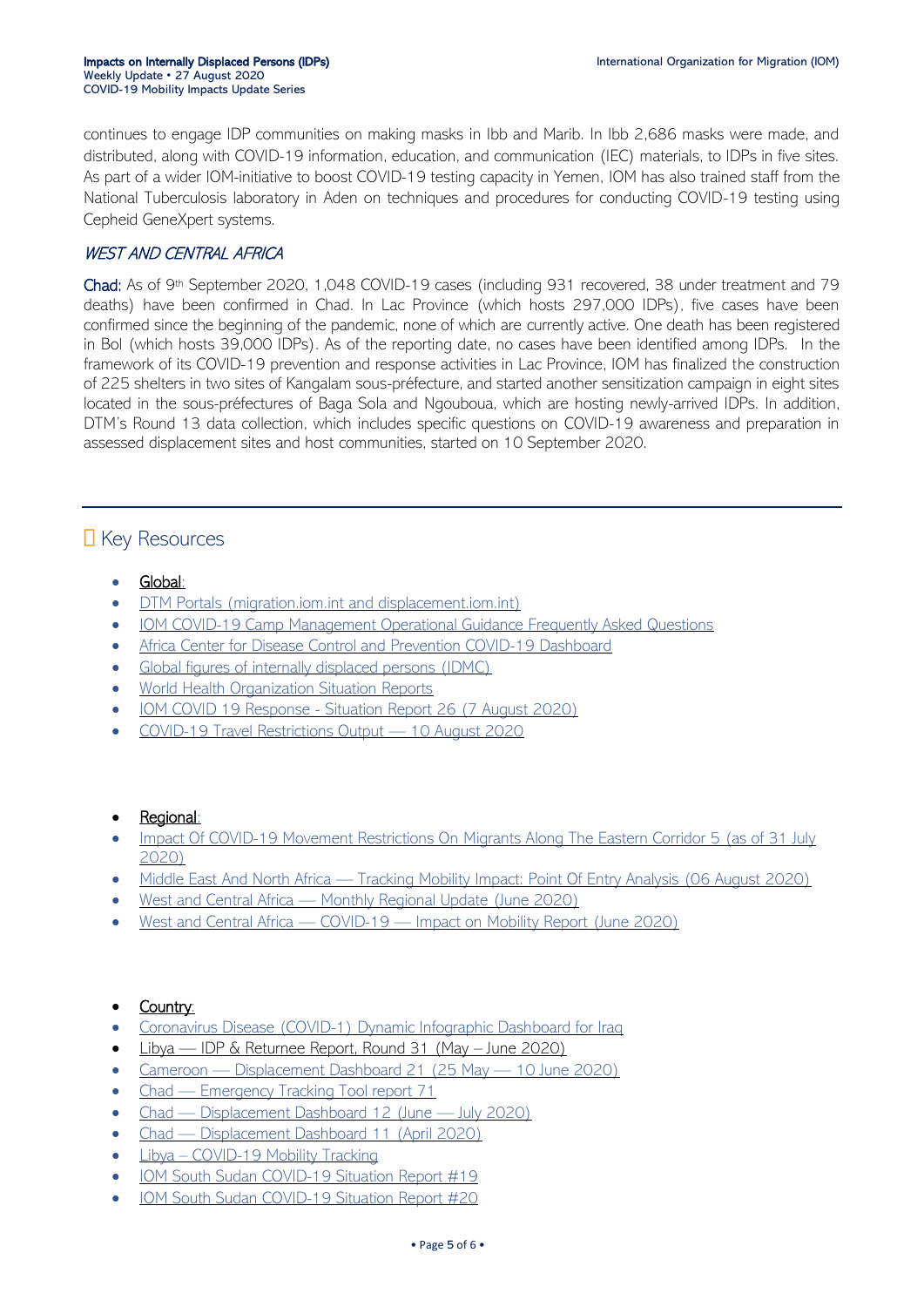continues to engage IDP communities on making masks in Ibb and Marib. In Ibb 2,686 masks were made, and distributed, along with COVID-19 information, education, and communication (IEC) materials, to IDPs in five sites. As part of a wider IOM-initiative to boost COVID-19 testing capacity in Yemen, IOM has also trained staff from the National Tuberculosis laboratory in Aden on techniques and procedures for conducting COVID-19 testing using Cepheid GeneXpert systems.

### *WEST AND CENTRAL AFRICA*

**Chad:** As of 9th September 2020, 1,048 COVID-19 cases (including 931 recovered, 38 under treatment and 79 deaths) have been confirmed in Chad. In Lac Province (which hosts 297,000 IDPs), five cases have been confirmed since the beginning of the pandemic, none of which are currently active. One death has been registered in Bol (which hosts 39,000 IDPs). As of the reporting date, no cases have been identified among IDPs. In the framework of its COVID-19 prevention and response activities in Lac Province, IOM has finalized the construction of 225 shelters in two sites of Kangalam sous-préfecture, and started another sensitization campaign in eight sites located in the sous-préfectures of Baga Sola and Ngouboua, which are hosting newly-arrived IDPs. In addition, DTM's Round 13 data collection, which includes specific questions on COVID-19 awareness and preparation in assessed displacement sites and host communities, started on 10 September 2020.

## Key Resources

- Global:
- DTM Portals (migration.iom.int and displacement.iom.int)
- IOM COVID-19 Camp Management Operational Guidance Frequently Asked Questions
- Africa Center for Disease Control and Prevention COVID-19 Dashboard
- Global figures of internally displaced persons (IDMC)
- World Health Organization Situation Reports
- IOM COVID 19 Response - Situation Report 26 (7 August 2020)
- COVID-19 Travel Restrictions Output — 10 August 2020

- Regional:
- Impact Of COVID-19 Movement Restrictions On Migrants Along The Eastern Corridor 5 (as of 31 July 2020)
- Middle East And North Africa — Tracking Mobility Impact: Point Of Entry Analysis (06 August 2020)
- West and Central Africa — Monthly Regional Update (June 2020)
- West and Central Africa — COVID-19 — Impact on Mobility Report (June 2020)

- Country:
- Coronavirus Disease (COVID-1) Dynamic Infographic Dashboard for Iraq
- Libya — IDP & Returnee Report, Round 31 (May – June 2020)
- Cameroon — Displacement Dashboard 21 (25 May — 10 June 2020)
- Chad — Emergency Tracking Tool report 71
- Chad — Displacement Dashboard 12 (June — July 2020)
- Chad — Displacement Dashboard 11 (April 2020)
- Libya – COVID-19 Mobility Tracking
- IOM South Sudan COVID-19 Situation Report #19
- IOM South Sudan COVID-19 Situation Report #20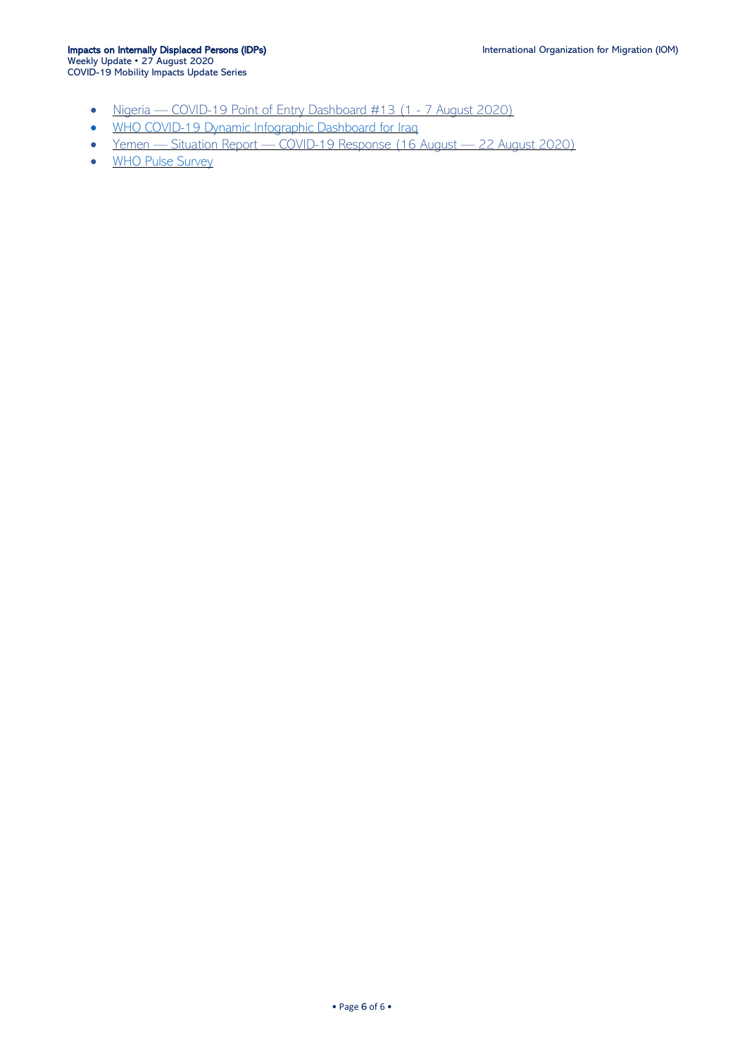- Nigeria — COVID-19 Point of Entry Dashboard #13 (1 - 7 August 2020)
- WHO COVID-19 Dynamic Infographic Dashboard for Iraq
- Yemen — Situation Report — COVID-19 Response (16 August — 22 August 2020)
- WHO Pulse Survey